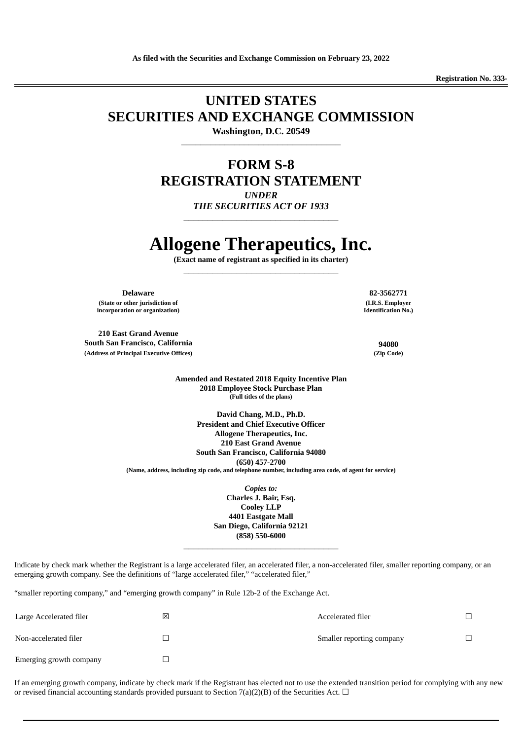**As filed with the Securities and Exchange Commission on February 23, 2022**

**Registration No. 333-**

# UNITED STATES
# SECURITIES AND EXCHANGE COMMISSION

**Washington, D.C. 20549**

---

# FORM S-8
# REGISTRATION STATEMENT

***UNDER***
***THE SECURITIES ACT OF 1933***

---

# Allogene Therapeutics, Inc.

**(Exact name of registrant as specified in its charter)**

---

| | |
|---|---|
| **Delaware** | **82-3562771** |
| **(State or other jurisdiction of incorporation or organization)** | **(I.R.S. Employer Identification No.)** |
| **210 East Grand Avenue South San Francisco, California** | **94080** |
| **(Address of Principal Executive Offices)** | **(Zip Code)** |

**Amended and Restated 2018 Equity Incentive Plan**
**2018 Employee Stock Purchase Plan**
**(Full titles of the plans)**

**David Chang, M.D., Ph.D.**
**President and Chief Executive Officer**
**Allogene Therapeutics, Inc.**
**210 East Grand Avenue**
**South San Francisco, California 94080**
**(650) 457-2700**
**(Name, address, including zip code, and telephone number, including area code, of agent for service)**

***Copies to:***
**Charles J. Bair, Esq.**
**Cooley LLP**
**4401 Eastgate Mall**
**San Diego, California 92121**
**(858) 550-6000**

---

Indicate by check mark whether the Registrant is a large accelerated filer, an accelerated filer, a non-accelerated filer, smaller reporting company, or an emerging growth company. See the definitions of "large accelerated filer," "accelerated filer,"

"smaller reporting company," and "emerging growth company" in Rule 12b-2 of the Exchange Act.

| | | | |
|---|---|---|---|
| Large Accelerated filer | ☒ | Accelerated filer | ☐ |
| Non-accelerated filer | ☐ | Smaller reporting company | ☐ |
| Emerging growth company | ☐ | | |

If an emerging growth company, indicate by check mark if the Registrant has elected not to use the extended transition period for complying with any new or revised financial accounting standards provided pursuant to Section 7(a)(2)(B) of the Securities Act. ☐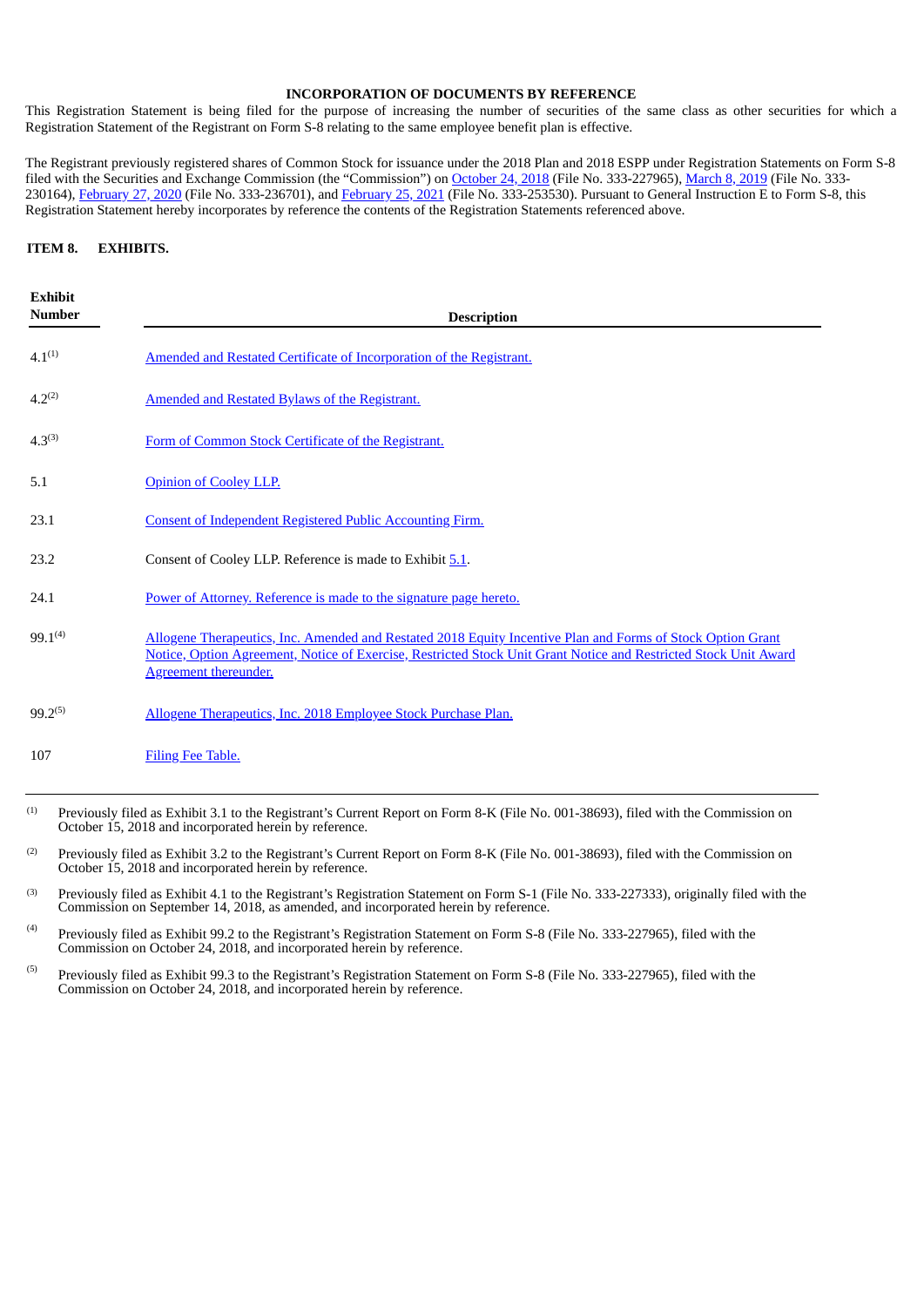## INCORPORATION OF DOCUMENTS BY REFERENCE

This Registration Statement is being filed for the purpose of increasing the number of securities of the same class as other securities for which a Registration Statement of the Registrant on Form S-8 relating to the same employee benefit plan is effective.

The Registrant previously registered shares of Common Stock for issuance under the 2018 Plan and 2018 ESPP under Registration Statements on Form S-8 filed with the Securities and Exchange Commission (the "Commission") on October 24, 2018 (File No. 333-227965), March 8, 2019 (File No. 333-230164), February 27, 2020 (File No. 333-236701), and February 25, 2021 (File No. 333-253530). Pursuant to General Instruction E to Form S-8, this Registration Statement hereby incorporates by reference the contents of the Registration Statements referenced above.

### ITEM 8. EXHIBITS.

| Exhibit Number | Description |
|---|---|
| 4.1[(1)] | Amended and Restated Certificate of Incorporation of the Registrant. |
| 4.2[(2)] | Amended and Restated Bylaws of the Registrant. |
| 4.3[(3)] | Form of Common Stock Certificate of the Registrant. |
| 5.1 | Opinion of Cooley LLP. |
| 23.1 | Consent of Independent Registered Public Accounting Firm. |
| 23.2 | Consent of Cooley LLP. Reference is made to Exhibit 5.1. |
| 24.1 | Power of Attorney. Reference is made to the signature page hereto. |
| 99.1[(4)] | Allogene Therapeutics, Inc. Amended and Restated 2018 Equity Incentive Plan and Forms of Stock Option Grant Notice, Option Agreement, Notice of Exercise, Restricted Stock Unit Grant Notice and Restricted Stock Unit Award Agreement thereunder. |
| 99.2[(5)] | Allogene Therapeutics, Inc. 2018 Employee Stock Purchase Plan. |
| 107 | Filing Fee Table. |

(1) Previously filed as Exhibit 3.1 to the Registrant's Current Report on Form 8-K (File No. 001-38693), filed with the Commission on October 15, 2018 and incorporated herein by reference.

(2) Previously filed as Exhibit 3.2 to the Registrant's Current Report on Form 8-K (File No. 001-38693), filed with the Commission on October 15, 2018 and incorporated herein by reference.

(3) Previously filed as Exhibit 4.1 to the Registrant's Registration Statement on Form S-1 (File No. 333-227333), originally filed with the Commission on September 14, 2018, as amended, and incorporated herein by reference.

(4) Previously filed as Exhibit 99.2 to the Registrant's Registration Statement on Form S-8 (File No. 333-227965), filed with the Commission on October 24, 2018, and incorporated herein by reference.

(5) Previously filed as Exhibit 99.3 to the Registrant's Registration Statement on Form S-8 (File No. 333-227965), filed with the Commission on October 24, 2018, and incorporated herein by reference.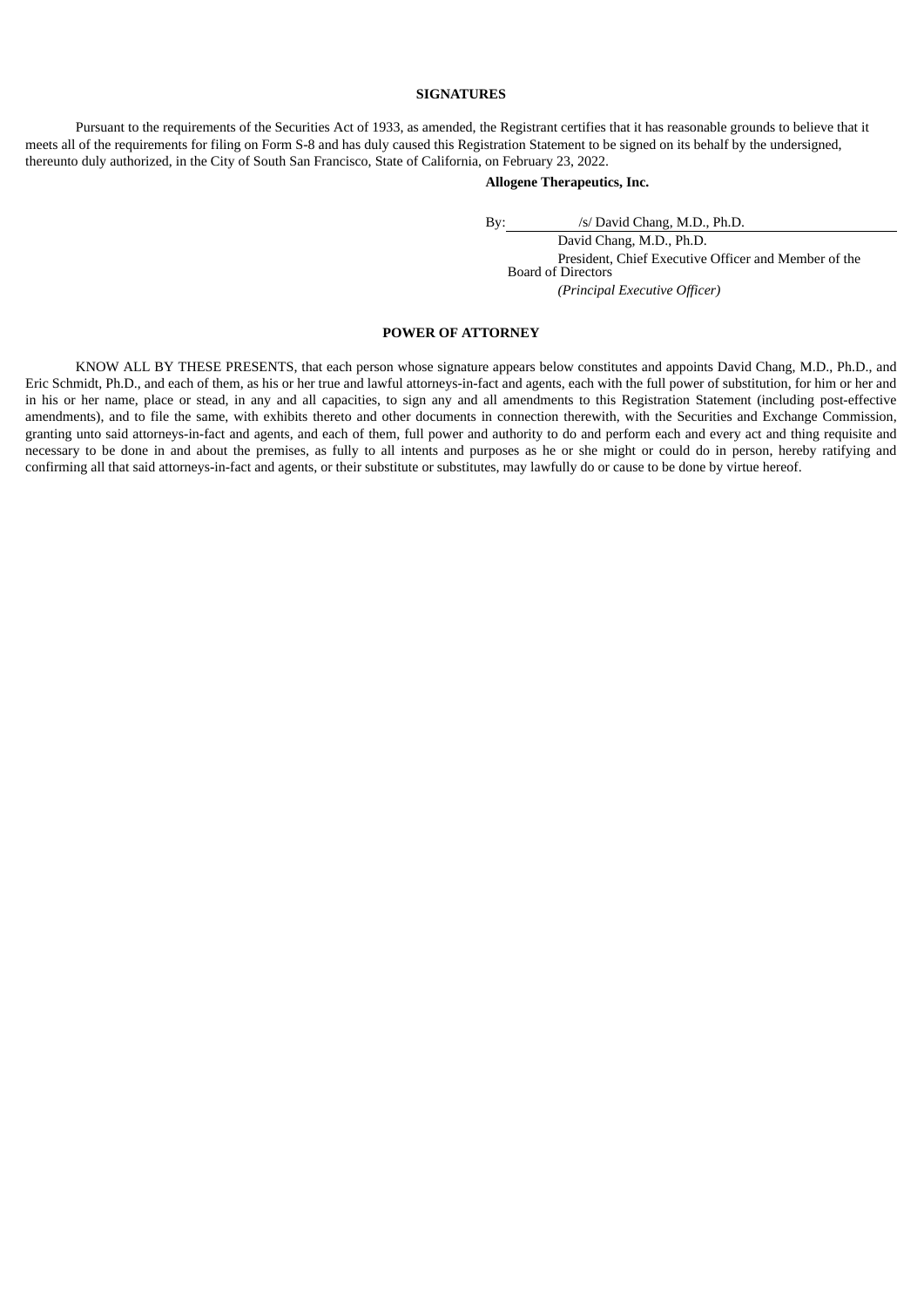**SIGNATURES**

Pursuant to the requirements of the Securities Act of 1933, as amended, the Registrant certifies that it has reasonable grounds to believe that it meets all of the requirements for filing on Form S-8 and has duly caused this Registration Statement to be signed on its behalf by the undersigned, thereunto duly authorized, in the City of South San Francisco, State of California, on February 23, 2022.

**Allogene Therapeutics, Inc.**

By: /s/ David Chang, M.D., Ph.D.

David Chang, M.D., Ph.D.

President, Chief Executive Officer and Member of the Board of Directors

*(Principal Executive Officer)*

**POWER OF ATTORNEY**

KNOW ALL BY THESE PRESENTS, that each person whose signature appears below constitutes and appoints David Chang, M.D., Ph.D., and Eric Schmidt, Ph.D., and each of them, as his or her true and lawful attorneys-in-fact and agents, each with the full power of substitution, for him or her and in his or her name, place or stead, in any and all capacities, to sign any and all amendments to this Registration Statement (including post-effective amendments), and to file the same, with exhibits thereto and other documents in connection therewith, with the Securities and Exchange Commission, granting unto said attorneys-in-fact and agents, and each of them, full power and authority to do and perform each and every act and thing requisite and necessary to be done in and about the premises, as fully to all intents and purposes as he or she might or could do in person, hereby ratifying and confirming all that said attorneys-in-fact and agents, or their substitute or substitutes, may lawfully do or cause to be done by virtue hereof.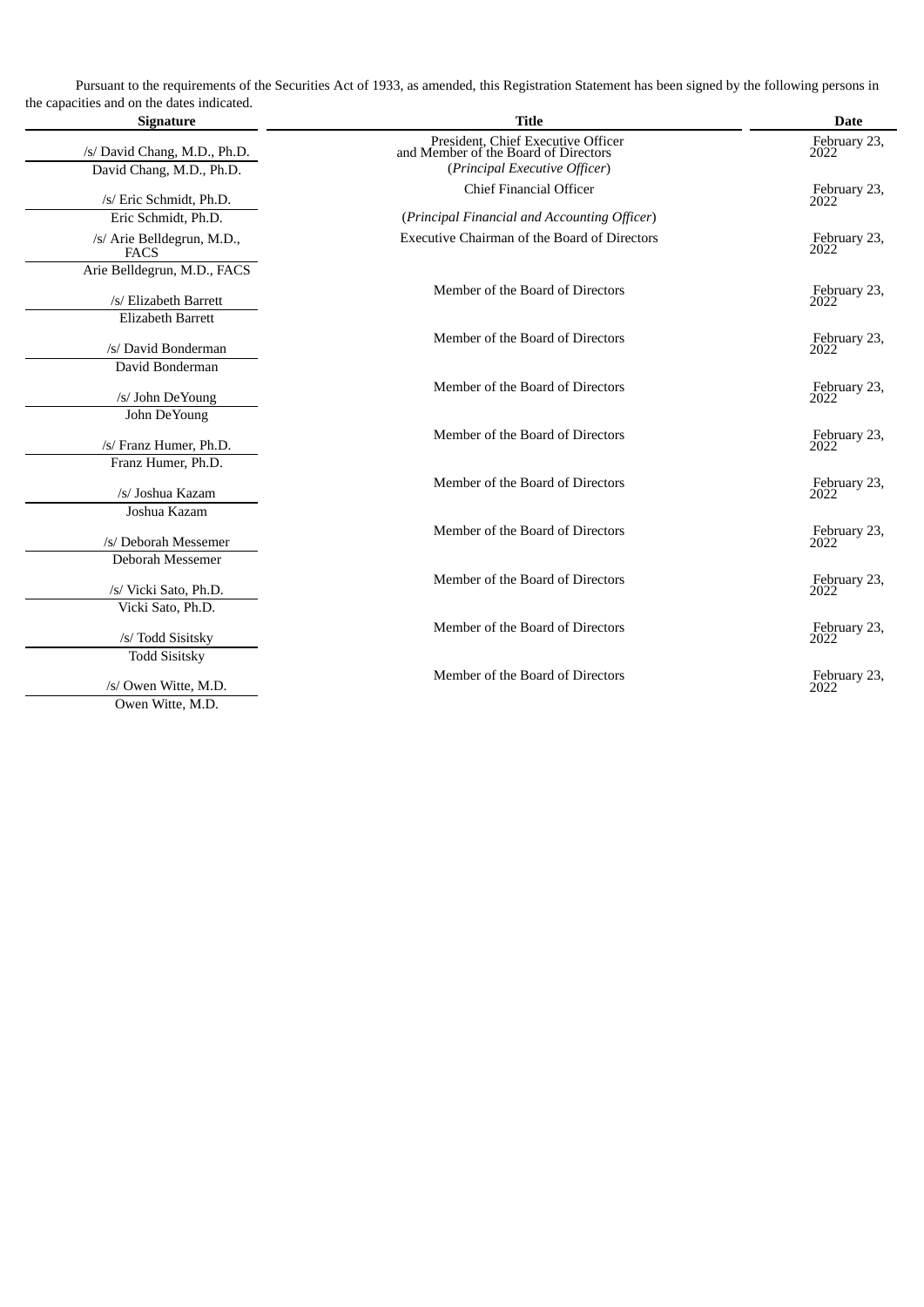Pursuant to the requirements of the Securities Act of 1933, as amended, this Registration Statement has been signed by the following persons in the capacities and on the dates indicated.

| Signature | Title | Date |
|---|---|---|
| /s/ David Chang, M.D., Ph.D.<br>David Chang, M.D., Ph.D. | President, Chief Executive Officer and Member of the Board of Directors<br>(*Principal Executive Officer*) | February 23, 2022 |
| /s/ Eric Schmidt, Ph.D.<br>Eric Schmidt, Ph.D. | Chief Financial Officer<br>(*Principal Financial and Accounting Officer*) | February 23, 2022 |
| /s/ Arie Belldegrun, M.D., FACS<br>Arie Belldegrun, M.D., FACS | Executive Chairman of the Board of Directors | February 23, 2022 |
| /s/ Elizabeth Barrett<br>Elizabeth Barrett | Member of the Board of Directors | February 23, 2022 |
| /s/ David Bonderman<br>David Bonderman | Member of the Board of Directors | February 23, 2022 |
| /s/ John DeYoung<br>John DeYoung | Member of the Board of Directors | February 23, 2022 |
| /s/ Franz Humer, Ph.D.<br>Franz Humer, Ph.D. | Member of the Board of Directors | February 23, 2022 |
| /s/ Joshua Kazam<br>Joshua Kazam | Member of the Board of Directors | February 23, 2022 |
| /s/ Deborah Messemer<br>Deborah Messemer | Member of the Board of Directors | February 23, 2022 |
| /s/ Vicki Sato, Ph.D.<br>Vicki Sato, Ph.D. | Member of the Board of Directors | February 23, 2022 |
| /s/ Todd Sisitsky<br>Todd Sisitsky | Member of the Board of Directors | February 23, 2022 |
| /s/ Owen Witte, M.D.<br>Owen Witte, M.D. | Member of the Board of Directors | February 23, 2022 |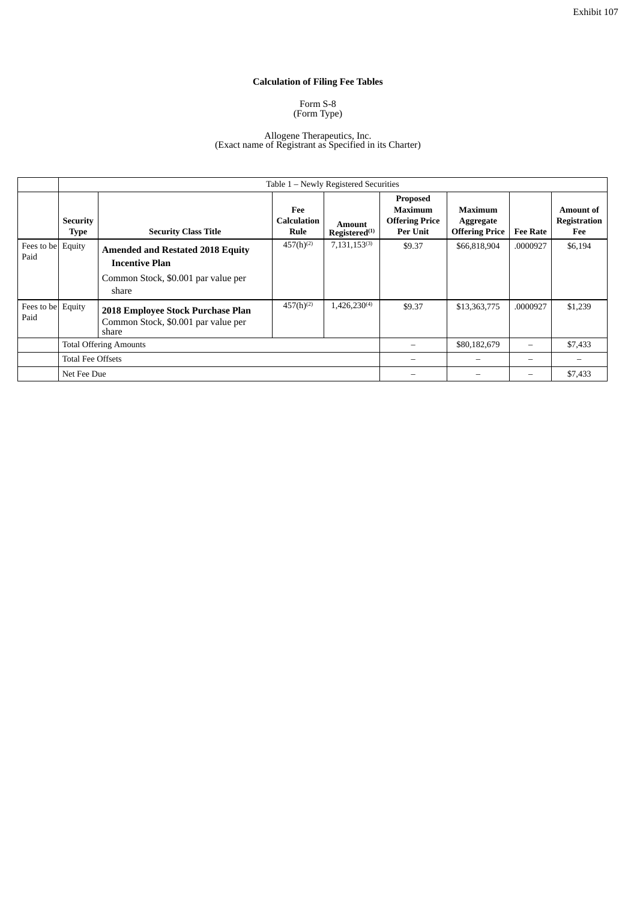Exhibit 107

**Calculation of Filing Fee Tables**

Form S-8
(Form Type)

Allogene Therapeutics, Inc.
(Exact name of Registrant as Specified in its Charter)

| | Table 1 – Newly Registered Securities | | | | | | | |
|---|---|---|---|---|---|---|---|---|
| | **Security Type** | **Security Class Title** | **Fee Calculation Rule** | **Amount Registered[(1)]** | **Proposed Maximum Offering Price Per Unit** | **Maximum Aggregate Offering Price** | **Fee Rate** | **Amount of Registration Fee** |
| Fees to be Paid | Equity | **Amended and Restated 2018 Equity Incentive Plan** Common Stock, $0.001 par value per share | 457(h)[(2)] | 7,131,153[(3)] | $9.37 | $66,818,904 | .0000927 | $6,194 |
| Fees to be Paid | Equity | **2018 Employee Stock Purchase Plan** Common Stock, $0.001 par value per share | 457(h)[(2)] | 1,426,230[(4)] | $9.37 | $13,363,775 | .0000927 | $1,239 |
| | Total Offering Amounts | | | | – | $80,182,679 | – | $7,433 |
| | Total Fee Offsets | | | | – | – | – | – |
| | Net Fee Due | | | | – | – | – | $7,433 |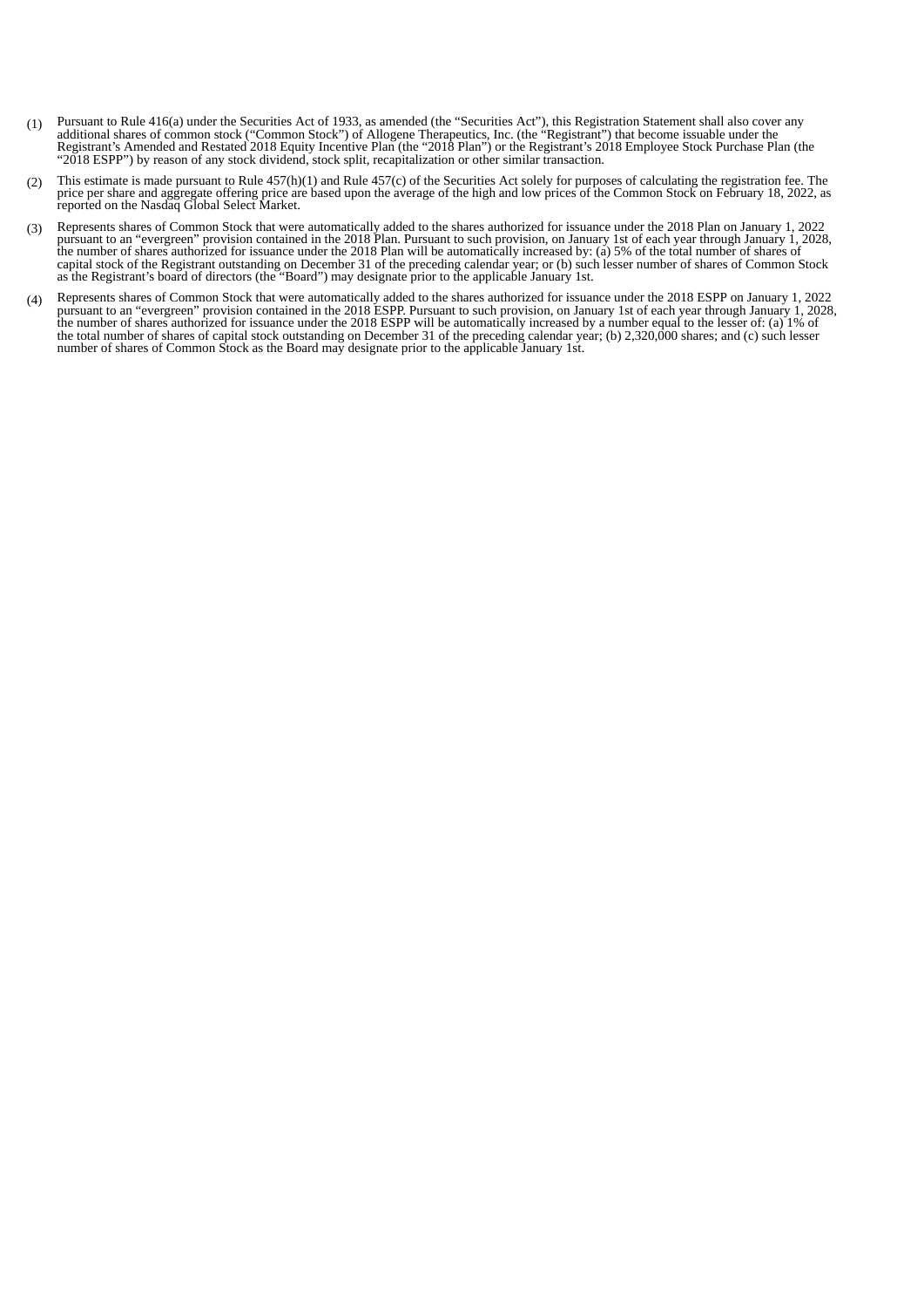(1) Pursuant to Rule 416(a) under the Securities Act of 1933, as amended (the "Securities Act"), this Registration Statement shall also cover any additional shares of common stock ("Common Stock") of Allogene Therapeutics, Inc. (the "Registrant") that become issuable under the Registrant's Amended and Restated 2018 Equity Incentive Plan (the "2018 Plan") or the Registrant's 2018 Employee Stock Purchase Plan (the "2018 ESPP") by reason of any stock dividend, stock split, recapitalization or other similar transaction.

(2) This estimate is made pursuant to Rule 457(h)(1) and Rule 457(c) of the Securities Act solely for purposes of calculating the registration fee. The price per share and aggregate offering price are based upon the average of the high and low prices of the Common Stock on February 18, 2022, as reported on the Nasdaq Global Select Market.

(3) Represents shares of Common Stock that were automatically added to the shares authorized for issuance under the 2018 Plan on January 1, 2022 pursuant to an "evergreen" provision contained in the 2018 Plan. Pursuant to such provision, on January 1st of each year through January 1, 2028, the number of shares authorized for issuance under the 2018 Plan will be automatically increased by: (a) 5% of the total number of shares of capital stock of the Registrant outstanding on December 31 of the preceding calendar year; or (b) such lesser number of shares of Common Stock as the Registrant's board of directors (the "Board") may designate prior to the applicable January 1st.

(4) Represents shares of Common Stock that were automatically added to the shares authorized for issuance under the 2018 ESPP on January 1, 2022 pursuant to an "evergreen" provision contained in the 2018 ESPP. Pursuant to such provision, on January 1st of each year through January 1, 2028, the number of shares authorized for issuance under the 2018 ESPP will be automatically increased by a number equal to the lesser of: (a) 1% of the total number of shares of capital stock outstanding on December 31 of the preceding calendar year; (b) 2,320,000 shares; and (c) such lesser number of shares of Common Stock as the Board may designate prior to the applicable January 1st.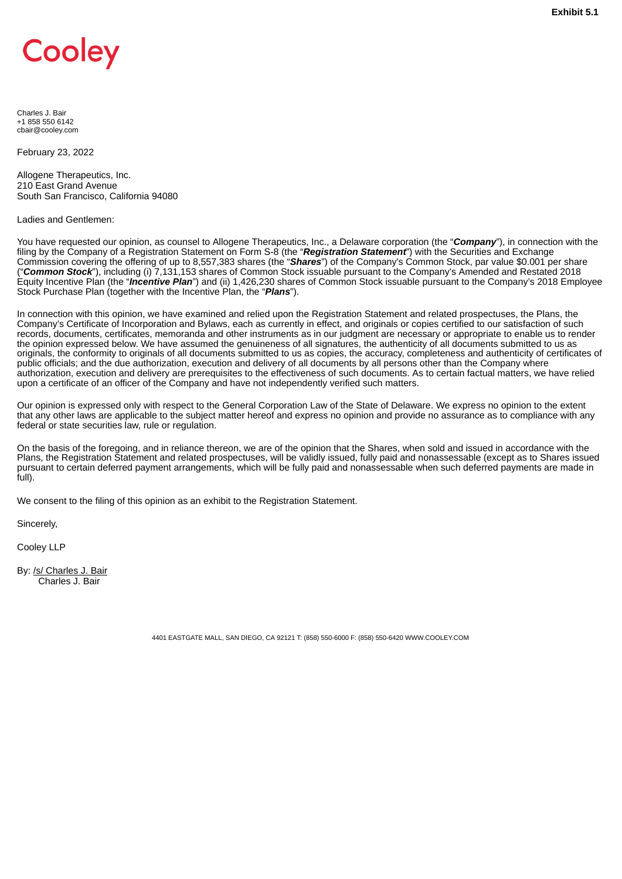**Exhibit 5.1**

Cooley

Charles J. Bair
+1 858 550 6142
cbair@cooley.com

February 23, 2022

Allogene Therapeutics, Inc.
210 East Grand Avenue
South San Francisco, California 94080

Ladies and Gentlemen:

You have requested our opinion, as counsel to Allogene Therapeutics, Inc., a Delaware corporation (the "***Company***"), in connection with the filing by the Company of a Registration Statement on Form S-8 (the "***Registration Statement***") with the Securities and Exchange Commission covering the offering of up to 8,557,383 shares (the "***Shares***") of the Company's Common Stock, par value $0.001 per share ("***Common Stock***"), including (i) 7,131,153 shares of Common Stock issuable pursuant to the Company's Amended and Restated 2018 Equity Incentive Plan (the "***Incentive Plan***") and (ii) 1,426,230 shares of Common Stock issuable pursuant to the Company's 2018 Employee Stock Purchase Plan (together with the Incentive Plan, the "***Plans***").

In connection with this opinion, we have examined and relied upon the Registration Statement and related prospectuses, the Plans, the Company's Certificate of Incorporation and Bylaws, each as currently in effect, and originals or copies certified to our satisfaction of such records, documents, certificates, memoranda and other instruments as in our judgment are necessary or appropriate to enable us to render the opinion expressed below. We have assumed the genuineness of all signatures, the authenticity of all documents submitted to us as originals, the conformity to originals of all documents submitted to us as copies, the accuracy, completeness and authenticity of certificates of public officials; and the due authorization, execution and delivery of all documents by all persons other than the Company where authorization, execution and delivery are prerequisites to the effectiveness of such documents. As to certain factual matters, we have relied upon a certificate of an officer of the Company and have not independently verified such matters.

Our opinion is expressed only with respect to the General Corporation Law of the State of Delaware. We express no opinion to the extent that any other laws are applicable to the subject matter hereof and express no opinion and provide no assurance as to compliance with any federal or state securities law, rule or regulation.

On the basis of the foregoing, and in reliance thereon, we are of the opinion that the Shares, when sold and issued in accordance with the Plans, the Registration Statement and related prospectuses, will be validly issued, fully paid and nonassessable (except as to Shares issued pursuant to certain deferred payment arrangements, which will be fully paid and nonassessable when such deferred payments are made in full).

We consent to the filing of this opinion as an exhibit to the Registration Statement.

Sincerely,

Cooley LLP

By: /s/ Charles J. Bair
Charles J. Bair

4401 EASTGATE MALL, SAN DIEGO, CA 92121 T: (858) 550-6000 F: (858) 550-6420 WWW.COOLEY.COM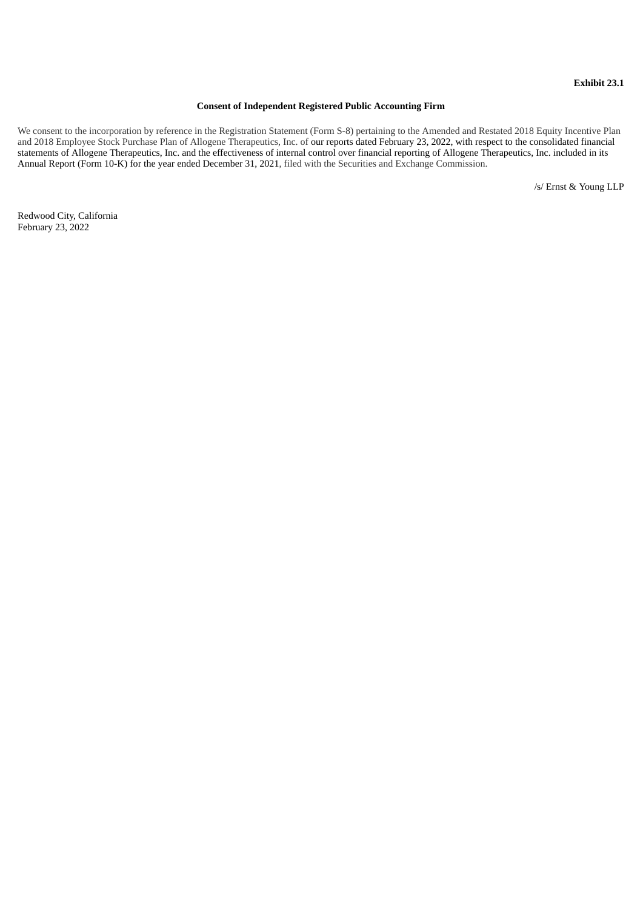**Exhibit 23.1**

**Consent of Independent Registered Public Accounting Firm**

We consent to the incorporation by reference in the Registration Statement (Form S-8) pertaining to the Amended and Restated 2018 Equity Incentive Plan and 2018 Employee Stock Purchase Plan of Allogene Therapeutics, Inc. of our reports dated February 23, 2022, with respect to the consolidated financial statements of Allogene Therapeutics, Inc. and the effectiveness of internal control over financial reporting of Allogene Therapeutics, Inc. included in its Annual Report (Form 10-K) for the year ended December 31, 2021, filed with the Securities and Exchange Commission.

/s/ Ernst & Young LLP

Redwood City, California
February 23, 2022